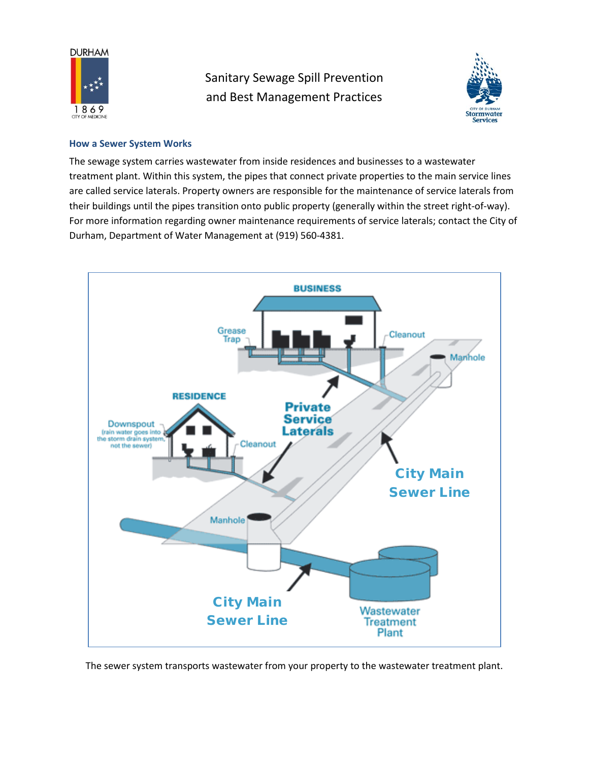# Sanitary Sewage Spill Prevention and Best Management Practices

## How a Sewer System Works

The sewage system carries wastewater from inside residences and businesses to a wastewater treatment plant. Within this system, the pipes that connect private properties to the main service lines are called service laterals. Property owners are responsible for the maintenance of service laterals from their buildings until the pipes transition onto public property (generally within the street right-of-way). For more information regarding owner maintenance requirements of service laterals; contact the City of Durham, Department of Water Management at (919) 560-4381.

The sewer system transports wastewater from your property to the wastewater treatment plant.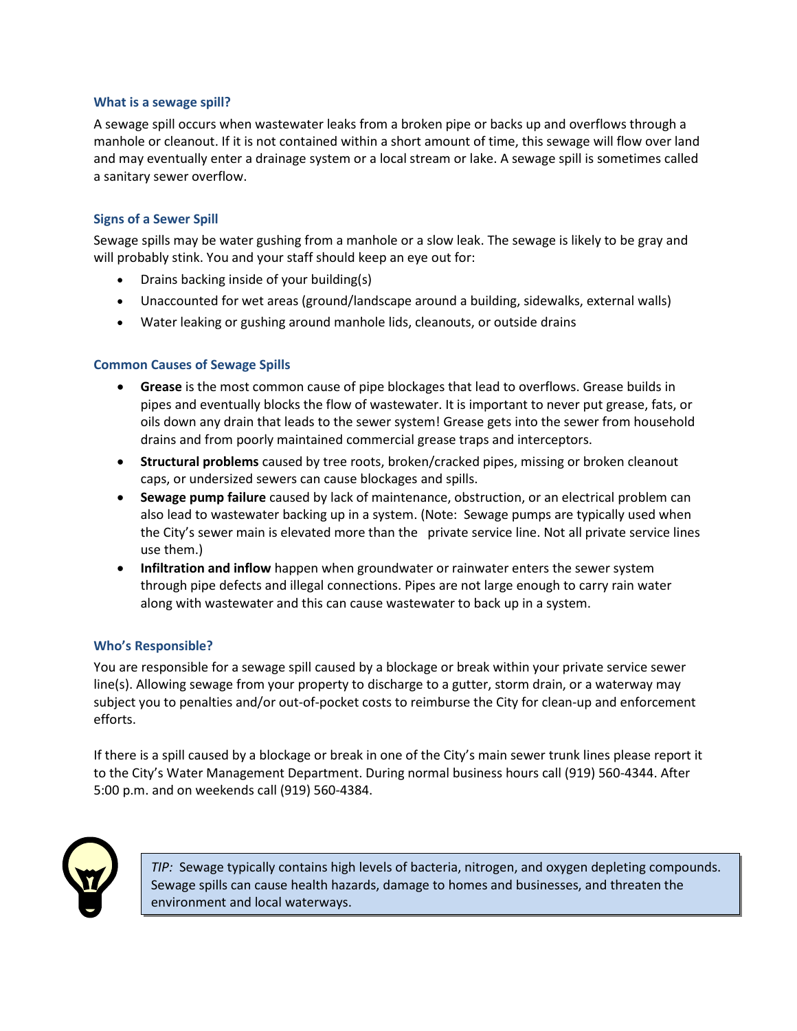### What is a sewage spill?

A sewage spill occurs when wastewater leaks from a broken pipe or backs up and overflows through a manhole or cleanout. If it is not contained within a short amount of time, this sewage will flow over land and may eventually enter a drainage system or a local stream or lake. A sewage spill is sometimes called a sanitary sewer overflow.

### Signs of a Sewer Spill

Sewage spills may be water gushing from a manhole or a slow leak. The sewage is likely to be gray and will probably stink. You and your staff should keep an eye out for:

- Drains backing inside of your building(s)
- Unaccounted for wet areas (ground/landscape around a building, sidewalks, external walls)
- Water leaking or gushing around manhole lids, cleanouts, or outside drains

### Common Causes of Sewage Spills

- **Grease** is the most common cause of pipe blockages that lead to overflows. Grease builds in pipes and eventually blocks the flow of wastewater. It is important to never put grease, fats, or oils down any drain that leads to the sewer system! Grease gets into the sewer from household drains and from poorly maintained commercial grease traps and interceptors.
- **Structural problems** caused by tree roots, broken/cracked pipes, missing or broken cleanout caps, or undersized sewers can cause blockages and spills.
- **Sewage pump failure** caused by lack of maintenance, obstruction, or an electrical problem can also lead to wastewater backing up in a system. (Note: Sewage pumps are typically used when the City's sewer main is elevated more than the private service line. Not all private service lines use them.)
- **Infiltration and inflow** happen when groundwater or rainwater enters the sewer system through pipe defects and illegal connections. Pipes are not large enough to carry rain water along with wastewater and this can cause wastewater to back up in a system.

### Who's Responsible?

You are responsible for a sewage spill caused by a blockage or break within your private service sewer line(s). Allowing sewage from your property to discharge to a gutter, storm drain, or a waterway may subject you to penalties and/or out-of-pocket costs to reimburse the City for clean-up and enforcement efforts.

If there is a spill caused by a blockage or break in one of the City's main sewer trunk lines please report it to the City's Water Management Department. During normal business hours call (919) 560-4344. After 5:00 p.m. and on weekends call (919) 560-4384.

> *TIP:* Sewage typically contains high levels of bacteria, nitrogen, and oxygen depleting compounds. Sewage spills can cause health hazards, damage to homes and businesses, and threaten the environment and local waterways.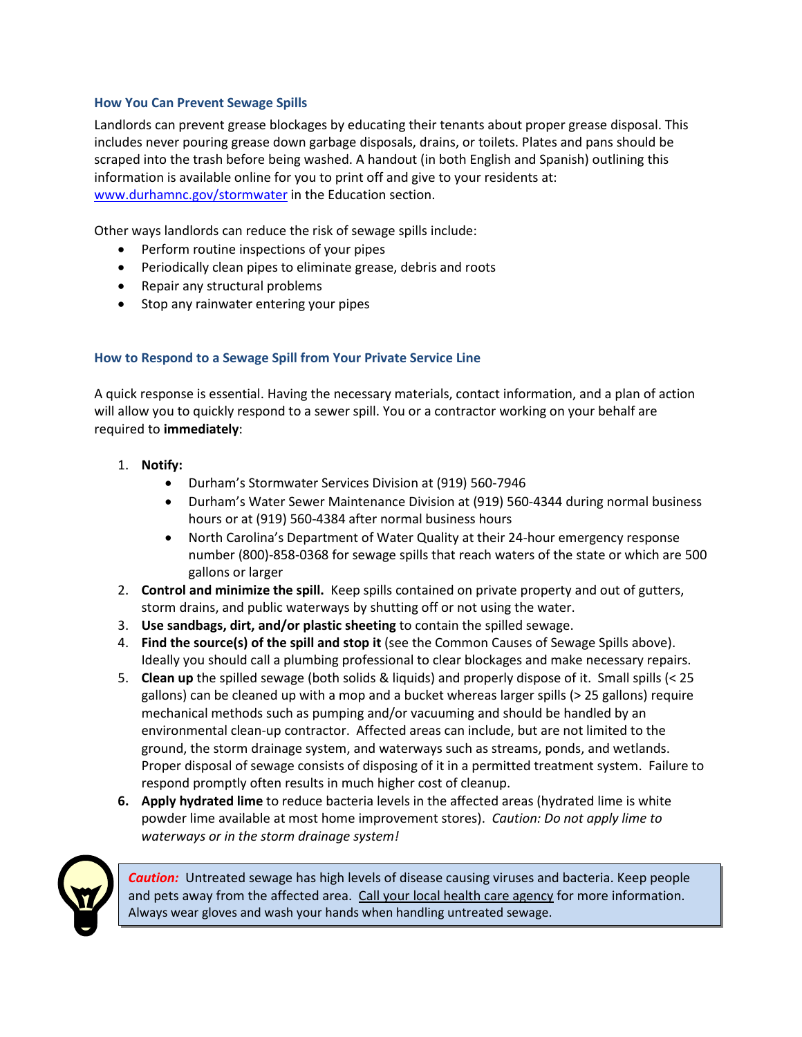### How You Can Prevent Sewage Spills

Landlords can prevent grease blockages by educating their tenants about proper grease disposal. This includes never pouring grease down garbage disposals, drains, or toilets. Plates and pans should be scraped into the trash before being washed. A handout (in both English and Spanish) outlining this information is available online for you to print off and give to your residents at: [www.durhamnc.gov/stormwater](http://www.durhamnc.gov/stormwater) in the Education section.

Other ways landlords can reduce the risk of sewage spills include:

- Perform routine inspections of your pipes
- Periodically clean pipes to eliminate grease, debris and roots
- Repair any structural problems
- Stop any rainwater entering your pipes

### How to Respond to a Sewage Spill from Your Private Service Line

A quick response is essential. Having the necessary materials, contact information, and a plan of action will allow you to quickly respond to a sewer spill. You or a contractor working on your behalf are required to **immediately**:

1. **Notify:**
   - Durham's Stormwater Services Division at (919) 560-7946
   - Durham's Water Sewer Maintenance Division at (919) 560-4344 during normal business hours or at (919) 560-4384 after normal business hours
   - North Carolina's Department of Water Quality at their 24-hour emergency response number (800)-858-0368 for sewage spills that reach waters of the state or which are 500 gallons or larger
2. **Control and minimize the spill.** Keep spills contained on private property and out of gutters, storm drains, and public waterways by shutting off or not using the water.
3. **Use sandbags, dirt, and/or plastic sheeting** to contain the spilled sewage.
4. **Find the source(s) of the spill and stop it** (see the Common Causes of Sewage Spills above). Ideally you should call a plumbing professional to clear blockages and make necessary repairs.
5. **Clean up** the spilled sewage (both solids & liquids) and properly dispose of it. Small spills (< 25 gallons) can be cleaned up with a mop and a bucket whereas larger spills (> 25 gallons) require mechanical methods such as pumping and/or vacuuming and should be handled by an environmental clean-up contractor. Affected areas can include, but are not limited to the ground, the storm drainage system, and waterways such as streams, ponds, and wetlands. Proper disposal of sewage consists of disposing of it in a permitted treatment system. Failure to respond promptly often results in much higher cost of cleanup.
6. **Apply hydrated lime** to reduce bacteria levels in the affected areas (hydrated lime is white powder lime available at most home improvement stores). *Caution: Do not apply lime to waterways or in the storm drainage system!*

> ***Caution:*** Untreated sewage has high levels of disease causing viruses and bacteria. Keep people and pets away from the affected area. Call your local health care agency for more information. Always wear gloves and wash your hands when handling untreated sewage.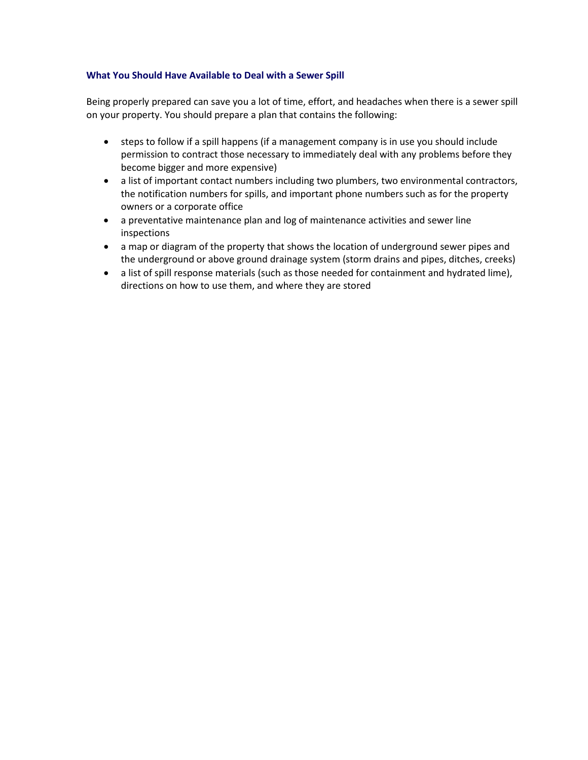### What You Should Have Available to Deal with a Sewer Spill

Being properly prepared can save you a lot of time, effort, and headaches when there is a sewer spill on your property. You should prepare a plan that contains the following:

- steps to follow if a spill happens (if a management company is in use you should include permission to contract those necessary to immediately deal with any problems before they become bigger and more expensive)
- a list of important contact numbers including two plumbers, two environmental contractors, the notification numbers for spills, and important phone numbers such as for the property owners or a corporate office
- a preventative maintenance plan and log of maintenance activities and sewer line inspections
- a map or diagram of the property that shows the location of underground sewer pipes and the underground or above ground drainage system (storm drains and pipes, ditches, creeks)
- a list of spill response materials (such as those needed for containment and hydrated lime), directions on how to use them, and where they are stored